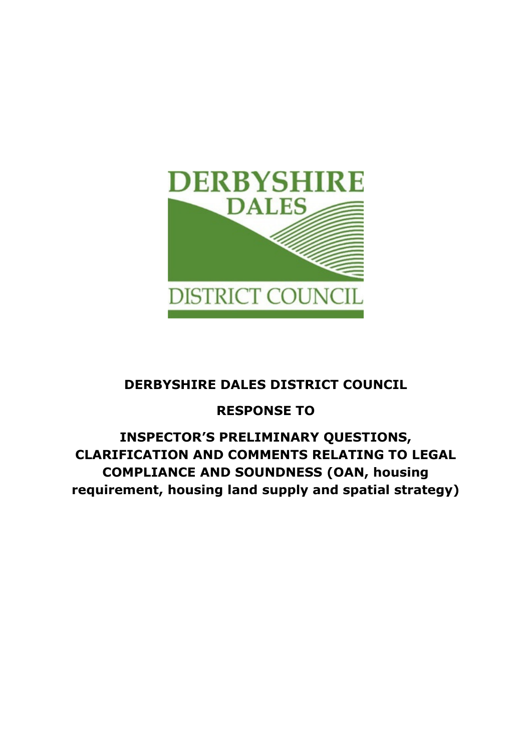# DERBYSHIRE DALES DISTRICT COUNCIL

## RESPONSE TO

## INSPECTOR'S PRELIMINARY QUESTIONS, CLARIFICATION AND COMMENTS RELATING TO LEGAL COMPLIANCE AND SOUNDNESS (OAN, housing requirement, housing land supply and spatial strategy)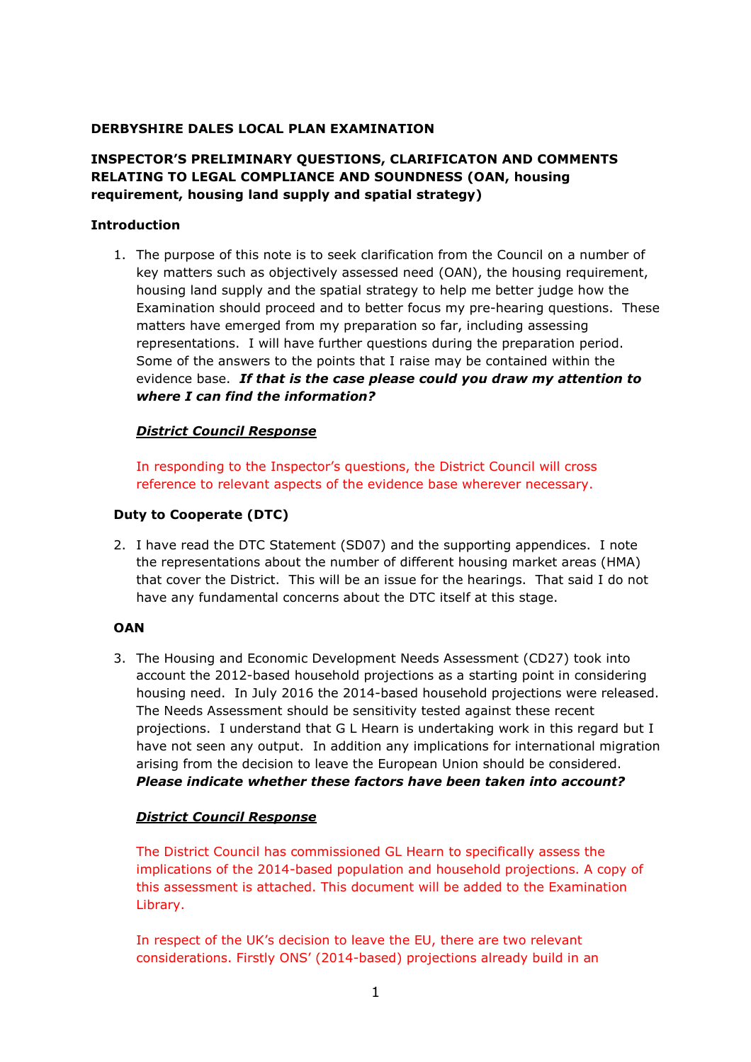**DERBYSHIRE DALES LOCAL PLAN EXAMINATION**

**INSPECTOR'S PRELIMINARY QUESTIONS, CLARIFICATON AND COMMENTS RELATING TO LEGAL COMPLIANCE AND SOUNDNESS (OAN, housing requirement, housing land supply and spatial strategy)**

**Introduction**

1. The purpose of this note is to seek clarification from the Council on a number of key matters such as objectively assessed need (OAN), the housing requirement, housing land supply and the spatial strategy to help me better judge how the Examination should proceed and to better focus my pre-hearing questions. These matters have emerged from my preparation so far, including assessing representations. I will have further questions during the preparation period. Some of the answers to the points that I raise may be contained within the evidence base. ***If that is the case please could you draw my attention to where I can find the information?***

   ***District Council Response***

   In responding to the Inspector's questions, the District Council will cross reference to relevant aspects of the evidence base wherever necessary.

**Duty to Cooperate (DTC)**

2. I have read the DTC Statement (SD07) and the supporting appendices. I note the representations about the number of different housing market areas (HMA) that cover the District. This will be an issue for the hearings. That said I do not have any fundamental concerns about the DTC itself at this stage.

**OAN**

3. The Housing and Economic Development Needs Assessment (CD27) took into account the 2012-based household projections as a starting point in considering housing need. In July 2016 the 2014-based household projections were released. The Needs Assessment should be sensitivity tested against these recent projections. I understand that G L Hearn is undertaking work in this regard but I have not seen any output. In addition any implications for international migration arising from the decision to leave the European Union should be considered. ***Please indicate whether these factors have been taken into account?***

   ***District Council Response***

   The District Council has commissioned GL Hearn to specifically assess the implications of the 2014-based population and household projections. A copy of this assessment is attached. This document will be added to the Examination Library.

   In respect of the UK's decision to leave the EU, there are two relevant considerations. Firstly ONS' (2014-based) projections already build in an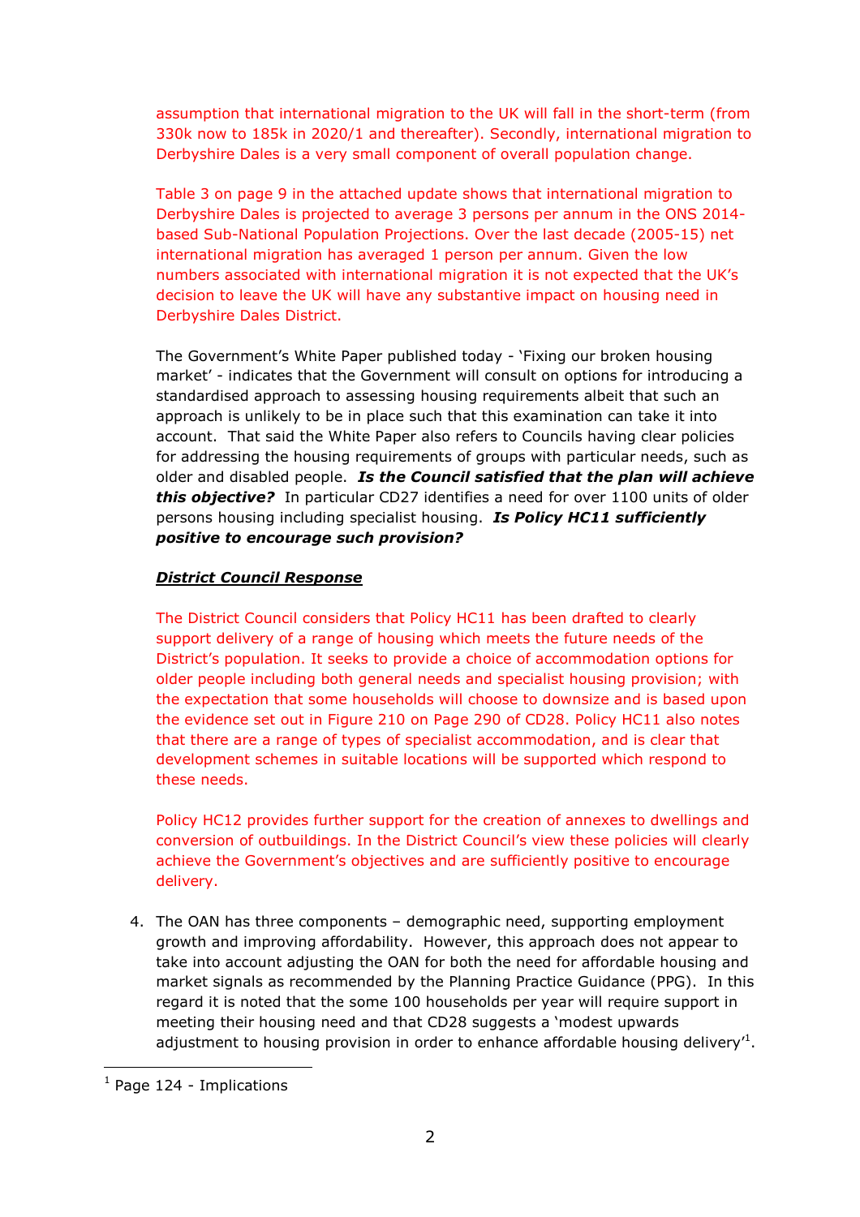assumption that international migration to the UK will fall in the short-term (from 330k now to 185k in 2020/1 and thereafter). Secondly, international migration to Derbyshire Dales is a very small component of overall population change.

Table 3 on page 9 in the attached update shows that international migration to Derbyshire Dales is projected to average 3 persons per annum in the ONS 2014-based Sub-National Population Projections. Over the last decade (2005-15) net international migration has averaged 1 person per annum. Given the low numbers associated with international migration it is not expected that the UK's decision to leave the UK will have any substantive impact on housing need in Derbyshire Dales District.

The Government's White Paper published today - 'Fixing our broken housing market' - indicates that the Government will consult on options for introducing a standardised approach to assessing housing requirements albeit that such an approach is unlikely to be in place such that this examination can take it into account. That said the White Paper also refers to Councils having clear policies for addressing the housing requirements of groups with particular needs, such as older and disabled people. ***Is the Council satisfied that the plan will achieve this objective?*** In particular CD27 identifies a need for over 1100 units of older persons housing including specialist housing. ***Is Policy HC11 sufficiently positive to encourage such provision?***

***District Council Response***

The District Council considers that Policy HC11 has been drafted to clearly support delivery of a range of housing which meets the future needs of the District's population. It seeks to provide a choice of accommodation options for older people including both general needs and specialist housing provision; with the expectation that some households will choose to downsize and is based upon the evidence set out in Figure 210 on Page 290 of CD28. Policy HC11 also notes that there are a range of types of specialist accommodation, and is clear that development schemes in suitable locations will be supported which respond to these needs.

Policy HC12 provides further support for the creation of annexes to dwellings and conversion of outbuildings. In the District Council's view these policies will clearly achieve the Government's objectives and are sufficiently positive to encourage delivery.

4. The OAN has three components – demographic need, supporting employment growth and improving affordability. However, this approach does not appear to take into account adjusting the OAN for both the need for affordable housing and market signals as recommended by the Planning Practice Guidance (PPG). In this regard it is noted that the some 100 households per year will require support in meeting their housing need and that CD28 suggests a 'modest upwards adjustment to housing provision in order to enhance affordable housing delivery'[1].

[1] Page 124 - Implications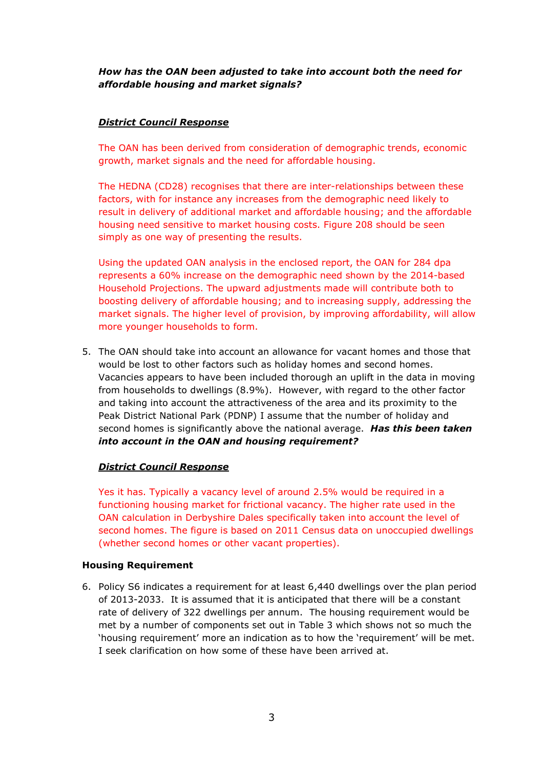***How has the OAN been adjusted to take into account both the need for affordable housing and market signals?***

***District Council Response***

The OAN has been derived from consideration of demographic trends, economic growth, market signals and the need for affordable housing.

The HEDNA (CD28) recognises that there are inter-relationships between these factors, with for instance any increases from the demographic need likely to result in delivery of additional market and affordable housing; and the affordable housing need sensitive to market housing costs. Figure 208 should be seen simply as one way of presenting the results.

Using the updated OAN analysis in the enclosed report, the OAN for 284 dpa represents a 60% increase on the demographic need shown by the 2014-based Household Projections. The upward adjustments made will contribute both to boosting delivery of affordable housing; and to increasing supply, addressing the market signals. The higher level of provision, by improving affordability, will allow more younger households to form.

5. The OAN should take into account an allowance for vacant homes and those that would be lost to other factors such as holiday homes and second homes. Vacancies appears to have been included thorough an uplift in the data in moving from households to dwellings (8.9%). However, with regard to the other factor and taking into account the attractiveness of the area and its proximity to the Peak District National Park (PDNP) I assume that the number of holiday and second homes is significantly above the national average. ***Has this been taken into account in the OAN and housing requirement?***

***District Council Response***

Yes it has. Typically a vacancy level of around 2.5% would be required in a functioning housing market for frictional vacancy. The higher rate used in the OAN calculation in Derbyshire Dales specifically taken into account the level of second homes. The figure is based on 2011 Census data on unoccupied dwellings (whether second homes or other vacant properties).

**Housing Requirement**

6. Policy S6 indicates a requirement for at least 6,440 dwellings over the plan period of 2013-2033. It is assumed that it is anticipated that there will be a constant rate of delivery of 322 dwellings per annum. The housing requirement would be met by a number of components set out in Table 3 which shows not so much the 'housing requirement' more an indication as to how the 'requirement' will be met. I seek clarification on how some of these have been arrived at.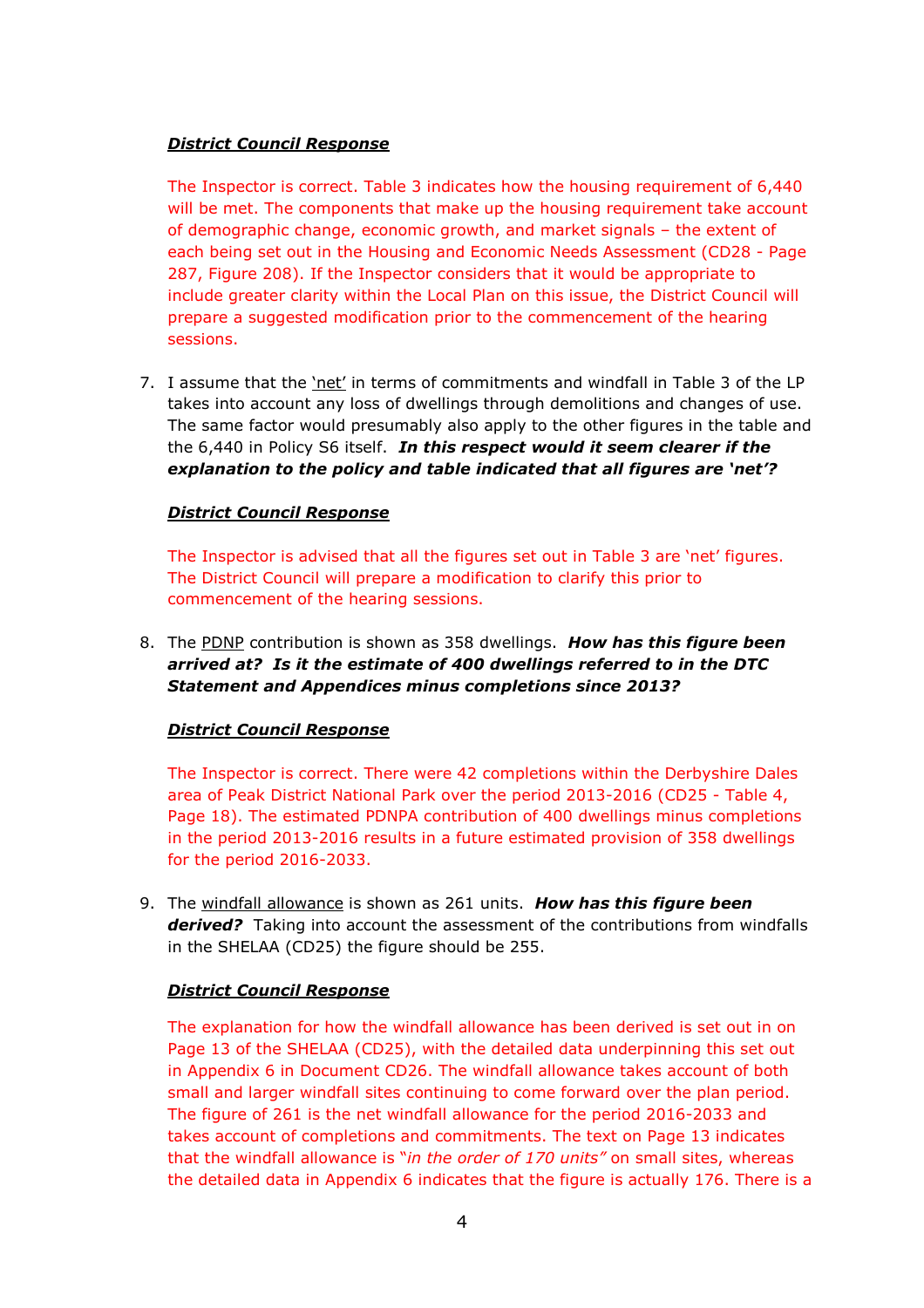***<u>District Council Response</u>***

The Inspector is correct. Table 3 indicates how the housing requirement of 6,440 will be met. The components that make up the housing requirement take account of demographic change, economic growth, and market signals – the extent of each being set out in the Housing and Economic Needs Assessment (CD28 - Page 287, Figure 208). If the Inspector considers that it would be appropriate to include greater clarity within the Local Plan on this issue, the District Council will prepare a suggested modification prior to the commencement of the hearing sessions.

7. I assume that the <u>'net'</u> in terms of commitments and windfall in Table 3 of the LP takes into account any loss of dwellings through demolitions and changes of use. The same factor would presumably also apply to the other figures in the table and the 6,440 in Policy S6 itself. ***In this respect would it seem clearer if the explanation to the policy and table indicated that all figures are 'net'?***

***<u>District Council Response</u>***

The Inspector is advised that all the figures set out in Table 3 are 'net' figures. The District Council will prepare a modification to clarify this prior to commencement of the hearing sessions.

8. The <u>PDNP</u> contribution is shown as 358 dwellings. ***How has this figure been arrived at? Is it the estimate of 400 dwellings referred to in the DTC Statement and Appendices minus completions since 2013?***

***<u>District Council Response</u>***

The Inspector is correct. There were 42 completions within the Derbyshire Dales area of Peak District National Park over the period 2013-2016 (CD25 - Table 4, Page 18). The estimated PDNPA contribution of 400 dwellings minus completions in the period 2013-2016 results in a future estimated provision of 358 dwellings for the period 2016-2033.

9. The <u>windfall allowance</u> is shown as 261 units. ***How has this figure been derived?*** Taking into account the assessment of the contributions from windfalls in the SHELAA (CD25) the figure should be 255.

***<u>District Council Response</u>***

The explanation for how the windfall allowance has been derived is set out in on Page 13 of the SHELAA (CD25), with the detailed data underpinning this set out in Appendix 6 in Document CD26. The windfall allowance takes account of both small and larger windfall sites continuing to come forward over the plan period. The figure of 261 is the net windfall allowance for the period 2016-2033 and takes account of completions and commitments. The text on Page 13 indicates that the windfall allowance is "*in the order of 170 units"* on small sites, whereas the detailed data in Appendix 6 indicates that the figure is actually 176. There is a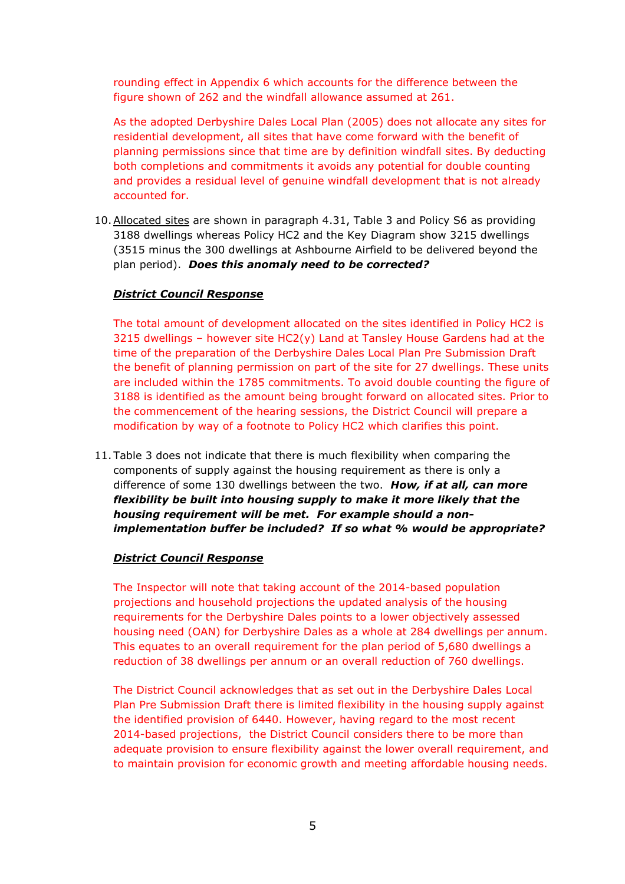rounding effect in Appendix 6 which accounts for the difference between the figure shown of 262 and the windfall allowance assumed at 261.

As the adopted Derbyshire Dales Local Plan (2005) does not allocate any sites for residential development, all sites that have come forward with the benefit of planning permissions since that time are by definition windfall sites. By deducting both completions and commitments it avoids any potential for double counting and provides a residual level of genuine windfall development that is not already accounted for.

10. Allocated sites are shown in paragraph 4.31, Table 3 and Policy S6 as providing 3188 dwellings whereas Policy HC2 and the Key Diagram show 3215 dwellings (3515 minus the 300 dwellings at Ashbourne Airfield to be delivered beyond the plan period). ***Does this anomaly need to be corrected?***

***District Council Response***

The total amount of development allocated on the sites identified in Policy HC2 is 3215 dwellings – however site HC2(y) Land at Tansley House Gardens had at the time of the preparation of the Derbyshire Dales Local Plan Pre Submission Draft the benefit of planning permission on part of the site for 27 dwellings. These units are included within the 1785 commitments. To avoid double counting the figure of 3188 is identified as the amount being brought forward on allocated sites. Prior to the commencement of the hearing sessions, the District Council will prepare a modification by way of a footnote to Policy HC2 which clarifies this point.

11. Table 3 does not indicate that there is much flexibility when comparing the components of supply against the housing requirement as there is only a difference of some 130 dwellings between the two. ***How, if at all, can more flexibility be built into housing supply to make it more likely that the housing requirement will be met. For example should a non-implementation buffer be included? If so what % would be appropriate?***

***District Council Response***

The Inspector will note that taking account of the 2014-based population projections and household projections the updated analysis of the housing requirements for the Derbyshire Dales points to a lower objectively assessed housing need (OAN) for Derbyshire Dales as a whole at 284 dwellings per annum. This equates to an overall requirement for the plan period of 5,680 dwellings a reduction of 38 dwellings per annum or an overall reduction of 760 dwellings.

The District Council acknowledges that as set out in the Derbyshire Dales Local Plan Pre Submission Draft there is limited flexibility in the housing supply against the identified provision of 6440. However, having regard to the most recent 2014-based projections, the District Council considers there to be more than adequate provision to ensure flexibility against the lower overall requirement, and to maintain provision for economic growth and meeting affordable housing needs.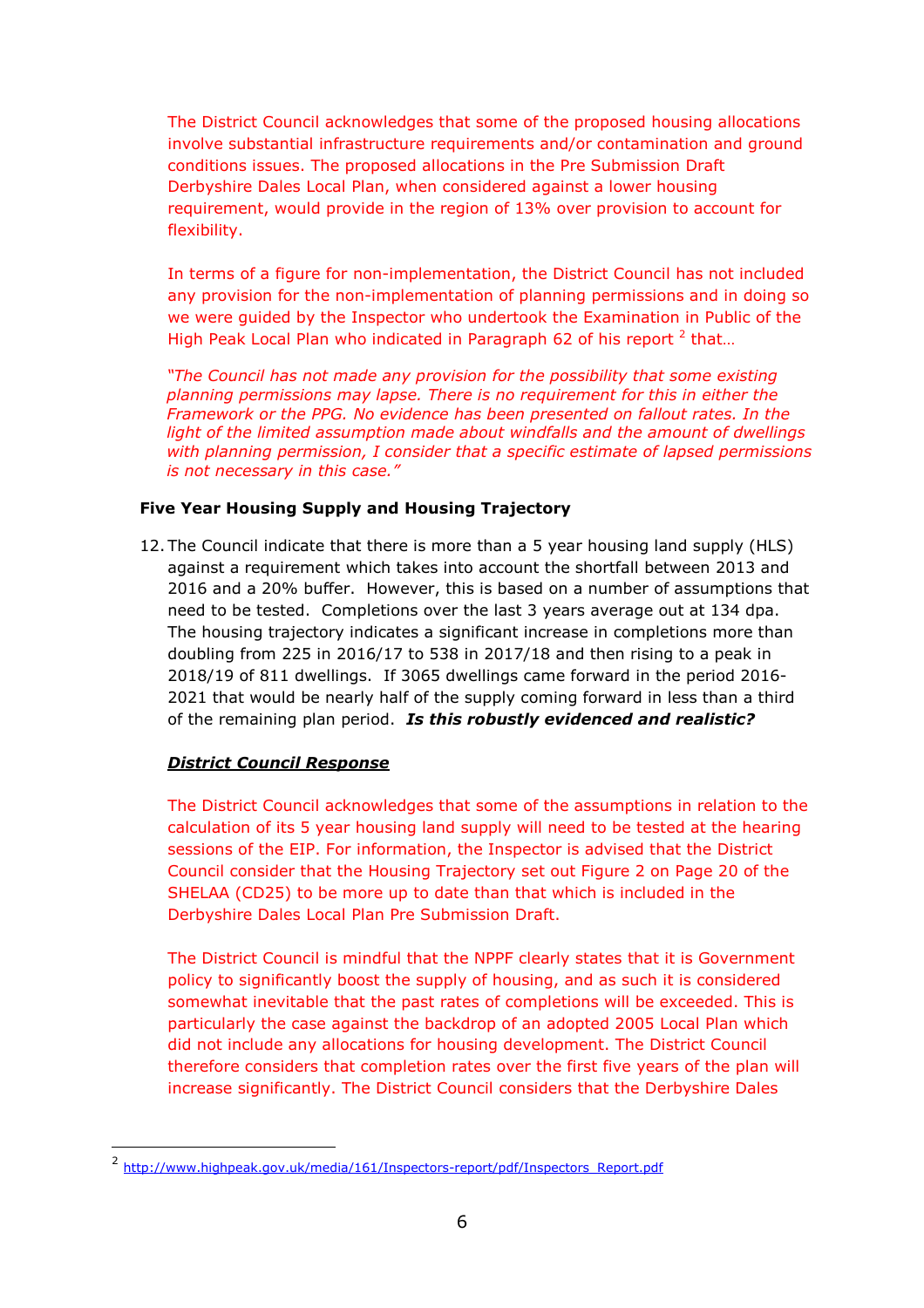The District Council acknowledges that some of the proposed housing allocations involve substantial infrastructure requirements and/or contamination and ground conditions issues. The proposed allocations in the Pre Submission Draft Derbyshire Dales Local Plan, when considered against a lower housing requirement, would provide in the region of 13% over provision to account for flexibility.

In terms of a figure for non-implementation, the District Council has not included any provision for the non-implementation of planning permissions and in doing so we were guided by the Inspector who undertook the Examination in Public of the High Peak Local Plan who indicated in Paragraph 62 of his report [2] that…

*"The Council has not made any provision for the possibility that some existing planning permissions may lapse. There is no requirement for this in either the Framework or the PPG. No evidence has been presented on fallout rates. In the light of the limited assumption made about windfalls and the amount of dwellings with planning permission, I consider that a specific estimate of lapsed permissions is not necessary in this case."*

### Five Year Housing Supply and Housing Trajectory

12. The Council indicate that there is more than a 5 year housing land supply (HLS) against a requirement which takes into account the shortfall between 2013 and 2016 and a 20% buffer. However, this is based on a number of assumptions that need to be tested. Completions over the last 3 years average out at 134 dpa. The housing trajectory indicates a significant increase in completions more than doubling from 225 in 2016/17 to 538 in 2017/18 and then rising to a peak in 2018/19 of 811 dwellings. If 3065 dwellings came forward in the period 2016-2021 that would be nearly half of the supply coming forward in less than a third of the remaining plan period. ***Is this robustly evidenced and realistic?***

***District Council Response***

The District Council acknowledges that some of the assumptions in relation to the calculation of its 5 year housing land supply will need to be tested at the hearing sessions of the EIP. For information, the Inspector is advised that the District Council consider that the Housing Trajectory set out Figure 2 on Page 20 of the SHELAA (CD25) to be more up to date than that which is included in the Derbyshire Dales Local Plan Pre Submission Draft.

The District Council is mindful that the NPPF clearly states that it is Government policy to significantly boost the supply of housing, and as such it is considered somewhat inevitable that the past rates of completions will be exceeded. This is particularly the case against the backdrop of an adopted 2005 Local Plan which did not include any allocations for housing development. The District Council therefore considers that completion rates over the first five years of the plan will increase significantly. The District Council considers that the Derbyshire Dales

---

[2] http://www.highpeak.gov.uk/media/161/Inspectors-report/pdf/Inspectors_Report.pdf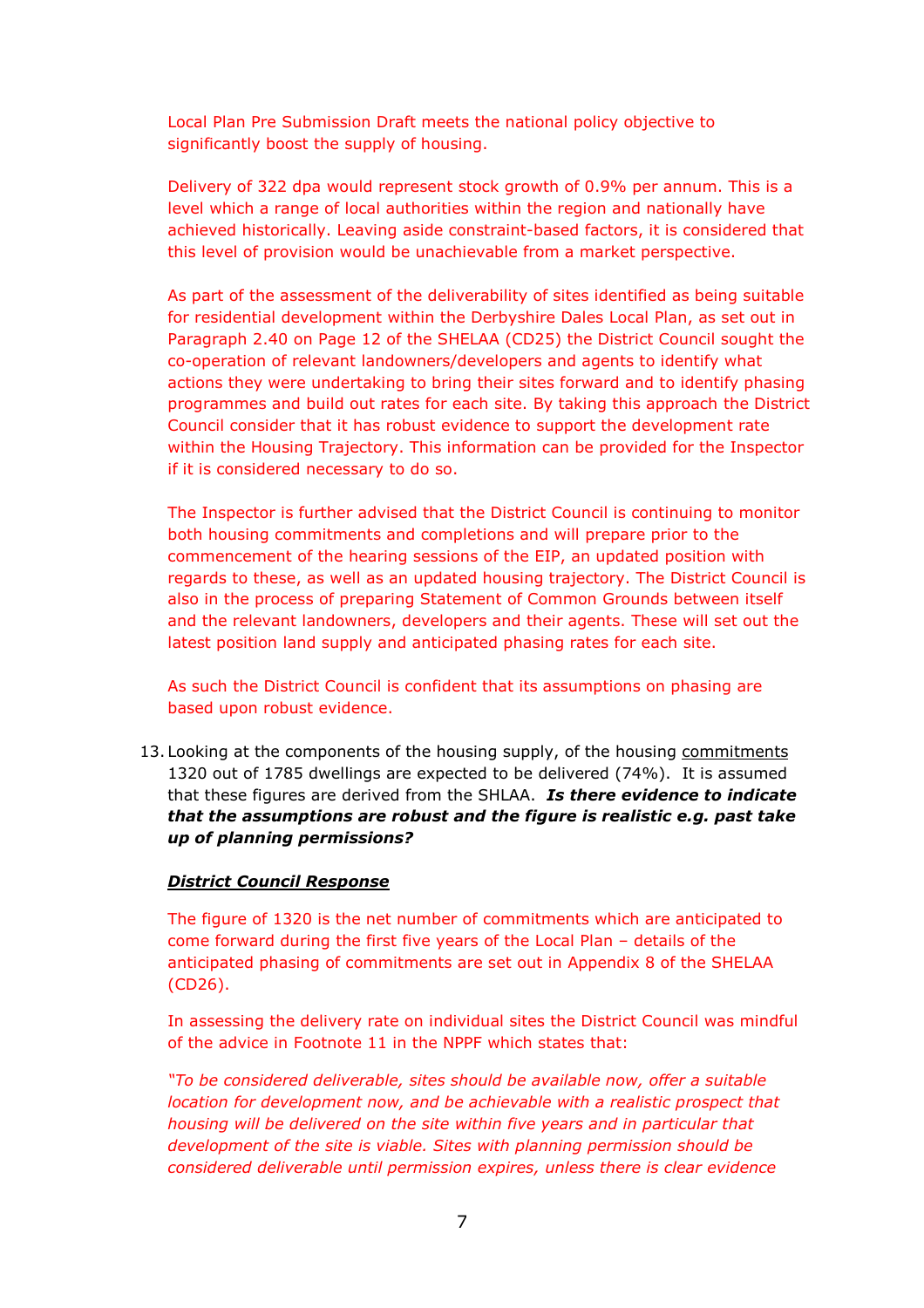Local Plan Pre Submission Draft meets the national policy objective to significantly boost the supply of housing.

Delivery of 322 dpa would represent stock growth of 0.9% per annum. This is a level which a range of local authorities within the region and nationally have achieved historically. Leaving aside constraint-based factors, it is considered that this level of provision would be unachievable from a market perspective.

As part of the assessment of the deliverability of sites identified as being suitable for residential development within the Derbyshire Dales Local Plan, as set out in Paragraph 2.40 on Page 12 of the SHELAA (CD25) the District Council sought the co-operation of relevant landowners/developers and agents to identify what actions they were undertaking to bring their sites forward and to identify phasing programmes and build out rates for each site. By taking this approach the District Council consider that it has robust evidence to support the development rate within the Housing Trajectory. This information can be provided for the Inspector if it is considered necessary to do so.

The Inspector is further advised that the District Council is continuing to monitor both housing commitments and completions and will prepare prior to the commencement of the hearing sessions of the EIP, an updated position with regards to these, as well as an updated housing trajectory. The District Council is also in the process of preparing Statement of Common Grounds between itself and the relevant landowners, developers and their agents. These will set out the latest position land supply and anticipated phasing rates for each site.

As such the District Council is confident that its assumptions on phasing are based upon robust evidence.

13. Looking at the components of the housing supply, of the housing commitments 1320 out of 1785 dwellings are expected to be delivered (74%). It is assumed that these figures are derived from the SHLAA. ***Is there evidence to indicate that the assumptions are robust and the figure is realistic e.g. past take up of planning permissions?***

***District Council Response***

The figure of 1320 is the net number of commitments which are anticipated to come forward during the first five years of the Local Plan – details of the anticipated phasing of commitments are set out in Appendix 8 of the SHELAA (CD26).

In assessing the delivery rate on individual sites the District Council was mindful of the advice in Footnote 11 in the NPPF which states that:

*"To be considered deliverable, sites should be available now, offer a suitable location for development now, and be achievable with a realistic prospect that housing will be delivered on the site within five years and in particular that development of the site is viable. Sites with planning permission should be considered deliverable until permission expires, unless there is clear evidence*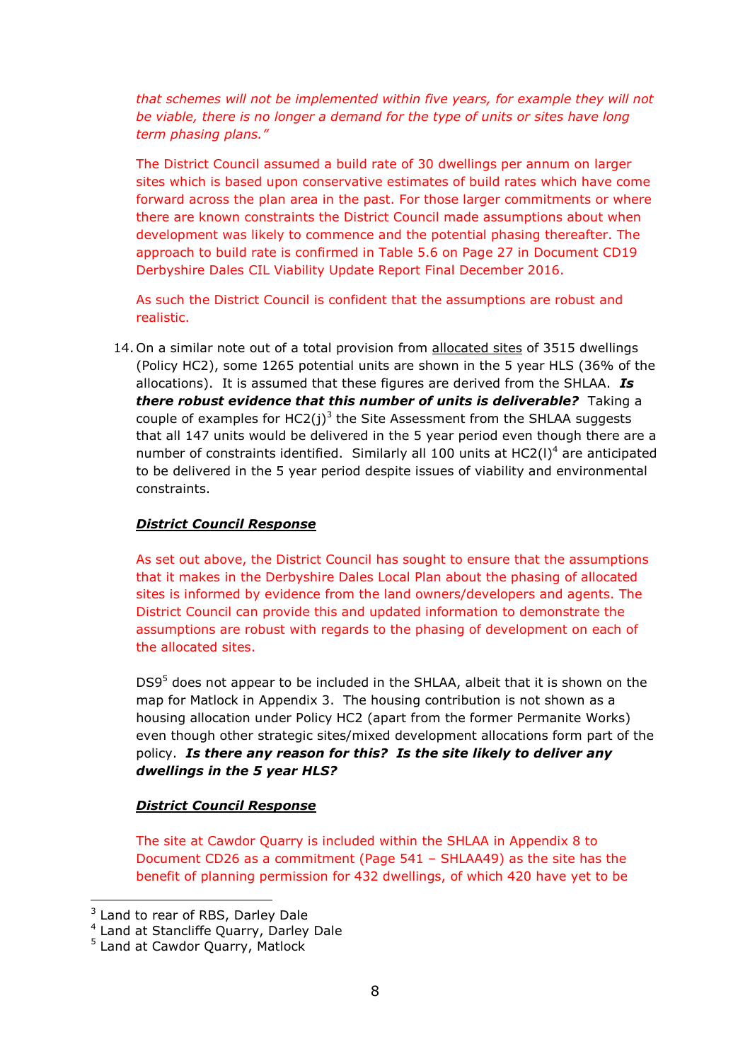*that schemes will not be implemented within five years, for example they will not be viable, there is no longer a demand for the type of units or sites have long term phasing plans."*

The District Council assumed a build rate of 30 dwellings per annum on larger sites which is based upon conservative estimates of build rates which have come forward across the plan area in the past. For those larger commitments or where there are known constraints the District Council made assumptions about when development was likely to commence and the potential phasing thereafter. The approach to build rate is confirmed in Table 5.6 on Page 27 in Document CD19 Derbyshire Dales CIL Viability Update Report Final December 2016.

As such the District Council is confident that the assumptions are robust and realistic.

14. On a similar note out of a total provision from allocated sites of 3515 dwellings (Policy HC2), some 1265 potential units are shown in the 5 year HLS (36% of the allocations). It is assumed that these figures are derived from the SHLAA. ***Is there robust evidence that this number of units is deliverable?*** Taking a couple of examples for HC2(j)[3] the Site Assessment from the SHLAA suggests that all 147 units would be delivered in the 5 year period even though there are a number of constraints identified. Similarly all 100 units at HC2(l)[4] are anticipated to be delivered in the 5 year period despite issues of viability and environmental constraints.

***District Council Response***

As set out above, the District Council has sought to ensure that the assumptions that it makes in the Derbyshire Dales Local Plan about the phasing of allocated sites is informed by evidence from the land owners/developers and agents. The District Council can provide this and updated information to demonstrate the assumptions are robust with regards to the phasing of development on each of the allocated sites.

DS9[5] does not appear to be included in the SHLAA, albeit that it is shown on the map for Matlock in Appendix 3. The housing contribution is not shown as a housing allocation under Policy HC2 (apart from the former Permanite Works) even though other strategic sites/mixed development allocations form part of the policy. ***Is there any reason for this? Is the site likely to deliver any dwellings in the 5 year HLS?***

***District Council Response***

The site at Cawdor Quarry is included within the SHLAA in Appendix 8 to Document CD26 as a commitment (Page 541 – SHLAA49) as the site has the benefit of planning permission for 432 dwellings, of which 420 have yet to be

---

[3] Land to rear of RBS, Darley Dale
[4] Land at Stancliffe Quarry, Darley Dale
[5] Land at Cawdor Quarry, Matlock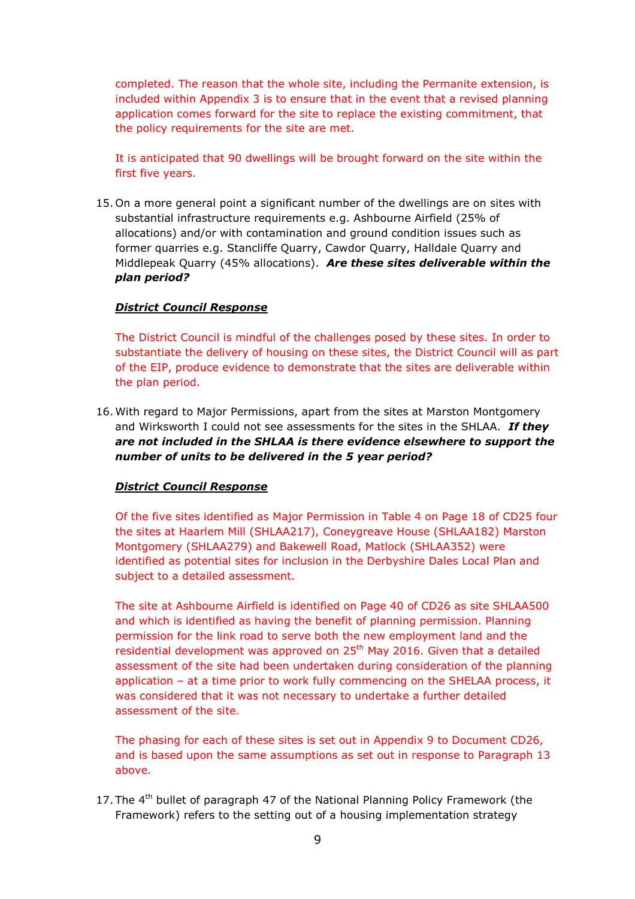completed. The reason that the whole site, including the Permanite extension, is included within Appendix 3 is to ensure that in the event that a revised planning application comes forward for the site to replace the existing commitment, that the policy requirements for the site are met.

It is anticipated that 90 dwellings will be brought forward on the site within the first five years.

15. On a more general point a significant number of the dwellings are on sites with substantial infrastructure requirements e.g. Ashbourne Airfield (25% of allocations) and/or with contamination and ground condition issues such as former quarries e.g. Stancliffe Quarry, Cawdor Quarry, Halldale Quarry and Middlepeak Quarry (45% allocations). ***Are these sites deliverable within the plan period?***

    ***District Council Response***

    The District Council is mindful of the challenges posed by these sites. In order to substantiate the delivery of housing on these sites, the District Council will as part of the EIP, produce evidence to demonstrate that the sites are deliverable within the plan period.

16. With regard to Major Permissions, apart from the sites at Marston Montgomery and Wirksworth I could not see assessments for the sites in the SHLAA. ***If they are not included in the SHLAA is there evidence elsewhere to support the number of units to be delivered in the 5 year period?***

    ***District Council Response***

    Of the five sites identified as Major Permission in Table 4 on Page 18 of CD25 four the sites at Haarlem Mill (SHLAA217), Coneygreave House (SHLAA182) Marston Montgomery (SHLAA279) and Bakewell Road, Matlock (SHLAA352) were identified as potential sites for inclusion in the Derbyshire Dales Local Plan and subject to a detailed assessment.

    The site at Ashbourne Airfield is identified on Page 40 of CD26 as site SHLAA500 and which is identified as having the benefit of planning permission. Planning permission for the link road to serve both the new employment land and the residential development was approved on 25th May 2016. Given that a detailed assessment of the site had been undertaken during consideration of the planning application – at a time prior to work fully commencing on the SHELAA process, it was considered that it was not necessary to undertake a further detailed assessment of the site.

    The phasing for each of these sites is set out in Appendix 9 to Document CD26, and is based upon the same assumptions as set out in response to Paragraph 13 above.

17. The 4th bullet of paragraph 47 of the National Planning Policy Framework (the Framework) refers to the setting out of a housing implementation strategy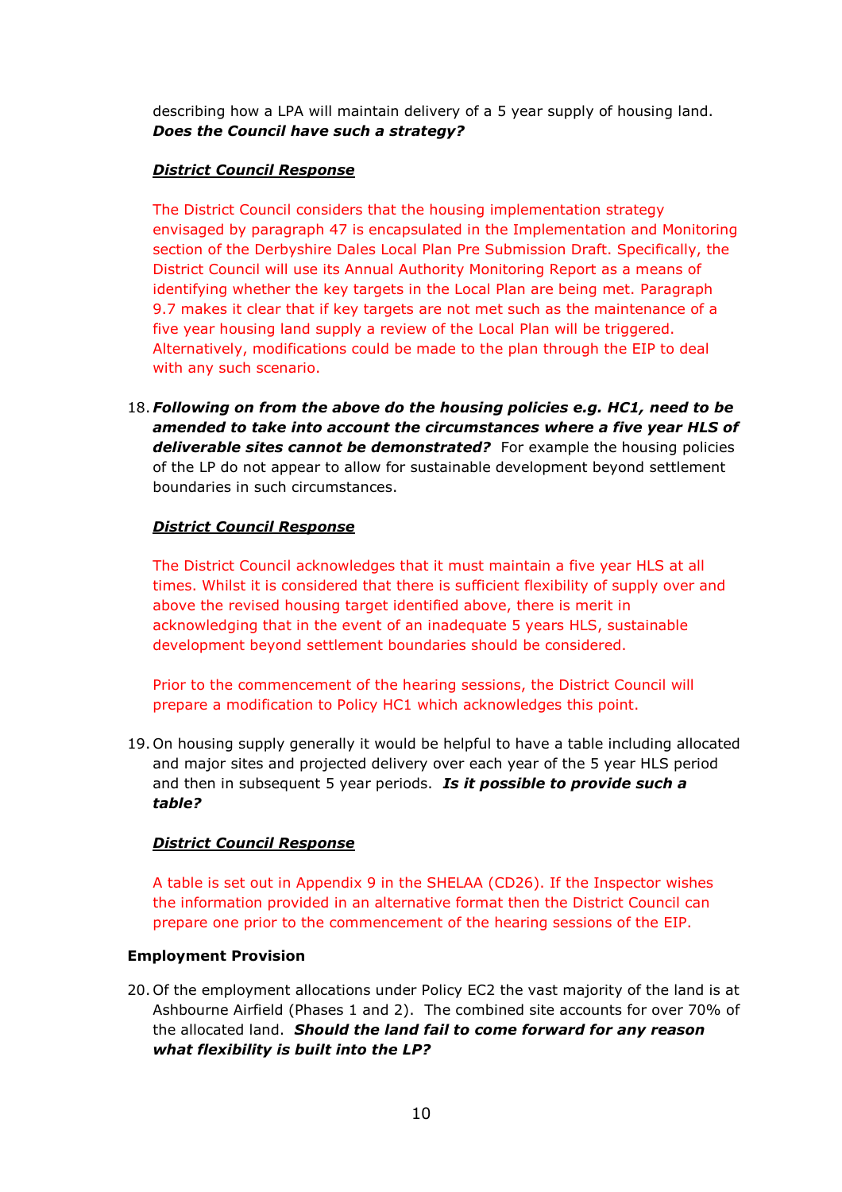describing how a LPA will maintain delivery of a 5 year supply of housing land. ***Does the Council have such a strategy?***

***District Council Response***

The District Council considers that the housing implementation strategy envisaged by paragraph 47 is encapsulated in the Implementation and Monitoring section of the Derbyshire Dales Local Plan Pre Submission Draft. Specifically, the District Council will use its Annual Authority Monitoring Report as a means of identifying whether the key targets in the Local Plan are being met. Paragraph 9.7 makes it clear that if key targets are not met such as the maintenance of a five year housing land supply a review of the Local Plan will be triggered. Alternatively, modifications could be made to the plan through the EIP to deal with any such scenario.

18. ***Following on from the above do the housing policies e.g. HC1, need to be amended to take into account the circumstances where a five year HLS of deliverable sites cannot be demonstrated?*** For example the housing policies of the LP do not appear to allow for sustainable development beyond settlement boundaries in such circumstances.

***District Council Response***

The District Council acknowledges that it must maintain a five year HLS at all times. Whilst it is considered that there is sufficient flexibility of supply over and above the revised housing target identified above, there is merit in acknowledging that in the event of an inadequate 5 years HLS, sustainable development beyond settlement boundaries should be considered.

Prior to the commencement of the hearing sessions, the District Council will prepare a modification to Policy HC1 which acknowledges this point.

19. On housing supply generally it would be helpful to have a table including allocated and major sites and projected delivery over each year of the 5 year HLS period and then in subsequent 5 year periods. ***Is it possible to provide such a table?***

***District Council Response***

A table is set out in Appendix 9 in the SHELAA (CD26). If the Inspector wishes the information provided in an alternative format then the District Council can prepare one prior to the commencement of the hearing sessions of the EIP.

**Employment Provision**

20. Of the employment allocations under Policy EC2 the vast majority of the land is at Ashbourne Airfield (Phases 1 and 2). The combined site accounts for over 70% of the allocated land. ***Should the land fail to come forward for any reason what flexibility is built into the LP?***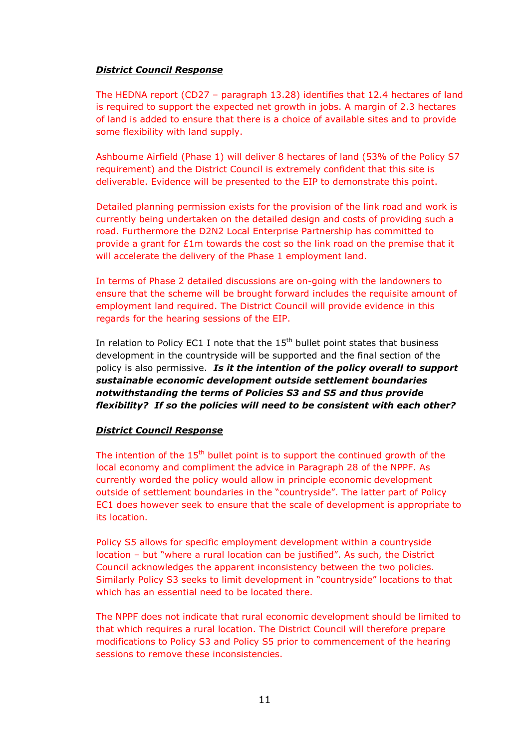***District Council Response***

The HEDNA report (CD27 – paragraph 13.28) identifies that 12.4 hectares of land is required to support the expected net growth in jobs. A margin of 2.3 hectares of land is added to ensure that there is a choice of available sites and to provide some flexibility with land supply.

Ashbourne Airfield (Phase 1) will deliver 8 hectares of land (53% of the Policy S7 requirement) and the District Council is extremely confident that this site is deliverable. Evidence will be presented to the EIP to demonstrate this point.

Detailed planning permission exists for the provision of the link road and work is currently being undertaken on the detailed design and costs of providing such a road. Furthermore the D2N2 Local Enterprise Partnership has committed to provide a grant for £1m towards the cost so the link road on the premise that it will accelerate the delivery of the Phase 1 employment land.

In terms of Phase 2 detailed discussions are on-going with the landowners to ensure that the scheme will be brought forward includes the requisite amount of employment land required. The District Council will provide evidence in this regards for the hearing sessions of the EIP.

In relation to Policy EC1 I note that the 15th bullet point states that business development in the countryside will be supported and the final section of the policy is also permissive. ***Is it the intention of the policy overall to support sustainable economic development outside settlement boundaries notwithstanding the terms of Policies S3 and S5 and thus provide flexibility? If so the policies will need to be consistent with each other?***

***District Council Response***

The intention of the 15th bullet point is to support the continued growth of the local economy and compliment the advice in Paragraph 28 of the NPPF. As currently worded the policy would allow in principle economic development outside of settlement boundaries in the "countryside". The latter part of Policy EC1 does however seek to ensure that the scale of development is appropriate to its location.

Policy S5 allows for specific employment development within a countryside location – but "where a rural location can be justified". As such, the District Council acknowledges the apparent inconsistency between the two policies. Similarly Policy S3 seeks to limit development in "countryside" locations to that which has an essential need to be located there.

The NPPF does not indicate that rural economic development should be limited to that which requires a rural location. The District Council will therefore prepare modifications to Policy S3 and Policy S5 prior to commencement of the hearing sessions to remove these inconsistencies.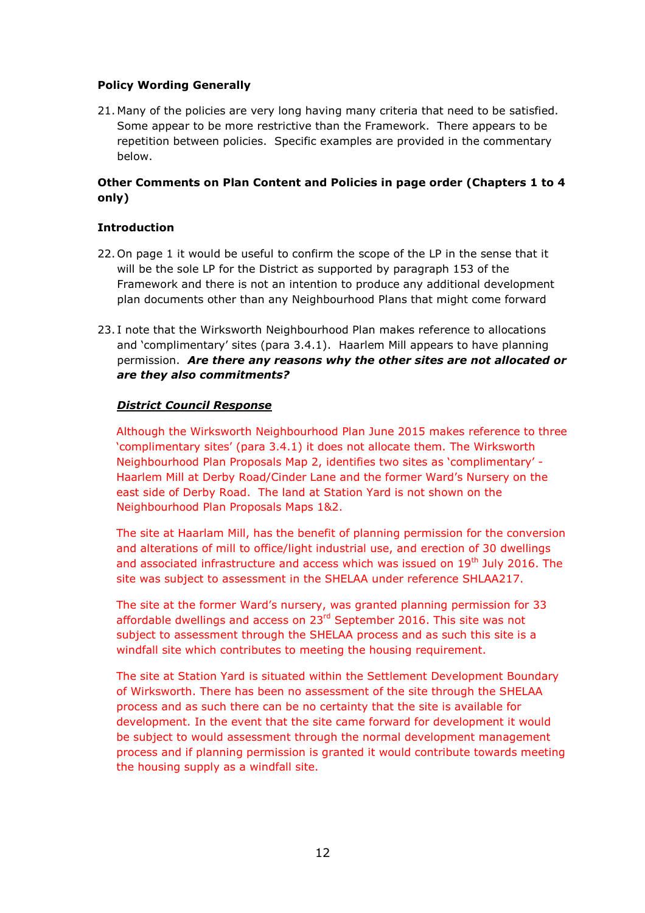**Policy Wording Generally**

21. Many of the policies are very long having many criteria that need to be satisfied. Some appear to be more restrictive than the Framework. There appears to be repetition between policies. Specific examples are provided in the commentary below.

**Other Comments on Plan Content and Policies in page order (Chapters 1 to 4 only)**

**Introduction**

22. On page 1 it would be useful to confirm the scope of the LP in the sense that it will be the sole LP for the District as supported by paragraph 153 of the Framework and there is not an intention to produce any additional development plan documents other than any Neighbourhood Plans that might come forward

23. I note that the Wirksworth Neighbourhood Plan makes reference to allocations and 'complimentary' sites (para 3.4.1). Haarlem Mill appears to have planning permission. ***Are there any reasons why the other sites are not allocated or are they also commitments?***

***District Council Response***

Although the Wirksworth Neighbourhood Plan June 2015 makes reference to three 'complimentary sites' (para 3.4.1) it does not allocate them. The Wirksworth Neighbourhood Plan Proposals Map 2, identifies two sites as 'complimentary' - Haarlem Mill at Derby Road/Cinder Lane and the former Ward's Nursery on the east side of Derby Road. The land at Station Yard is not shown on the Neighbourhood Plan Proposals Maps 1&2.

The site at Haarlam Mill, has the benefit of planning permission for the conversion and alterations of mill to office/light industrial use, and erection of 30 dwellings and associated infrastructure and access which was issued on 19th July 2016. The site was subject to assessment in the SHELAA under reference SHLAA217.

The site at the former Ward's nursery, was granted planning permission for 33 affordable dwellings and access on 23rd September 2016. This site was not subject to assessment through the SHELAA process and as such this site is a windfall site which contributes to meeting the housing requirement.

The site at Station Yard is situated within the Settlement Development Boundary of Wirksworth. There has been no assessment of the site through the SHELAA process and as such there can be no certainty that the site is available for development. In the event that the site came forward for development it would be subject to would assessment through the normal development management process and if planning permission is granted it would contribute towards meeting the housing supply as a windfall site.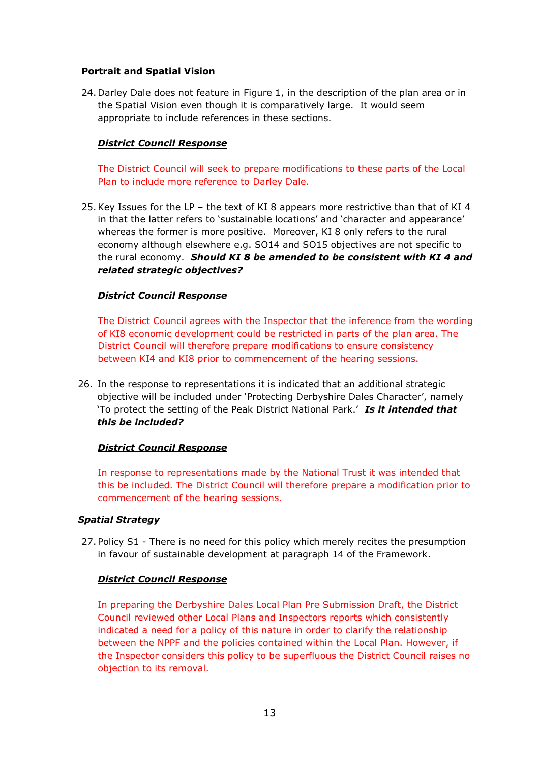**Portrait and Spatial Vision**

24. Darley Dale does not feature in Figure 1, in the description of the plan area or in the Spatial Vision even though it is comparatively large. It would seem appropriate to include references in these sections.

***District Council Response***

The District Council will seek to prepare modifications to these parts of the Local Plan to include more reference to Darley Dale.

25. Key Issues for the LP – the text of KI 8 appears more restrictive than that of KI 4 in that the latter refers to 'sustainable locations' and 'character and appearance' whereas the former is more positive. Moreover, KI 8 only refers to the rural economy although elsewhere e.g. SO14 and SO15 objectives are not specific to the rural economy. ***Should KI 8 be amended to be consistent with KI 4 and related strategic objectives?***

***District Council Response***

The District Council agrees with the Inspector that the inference from the wording of KI8 economic development could be restricted in parts of the plan area. The District Council will therefore prepare modifications to ensure consistency between KI4 and KI8 prior to commencement of the hearing sessions.

26. In the response to representations it is indicated that an additional strategic objective will be included under 'Protecting Derbyshire Dales Character', namely 'To protect the setting of the Peak District National Park.' ***Is it intended that this be included?***

***District Council Response***

In response to representations made by the National Trust it was intended that this be included. The District Council will therefore prepare a modification prior to commencement of the hearing sessions.

***Spatial Strategy***

27. Policy S1 - There is no need for this policy which merely recites the presumption in favour of sustainable development at paragraph 14 of the Framework.

***District Council Response***

In preparing the Derbyshire Dales Local Plan Pre Submission Draft, the District Council reviewed other Local Plans and Inspectors reports which consistently indicated a need for a policy of this nature in order to clarify the relationship between the NPPF and the policies contained within the Local Plan. However, if the Inspector considers this policy to be superfluous the District Council raises no objection to its removal.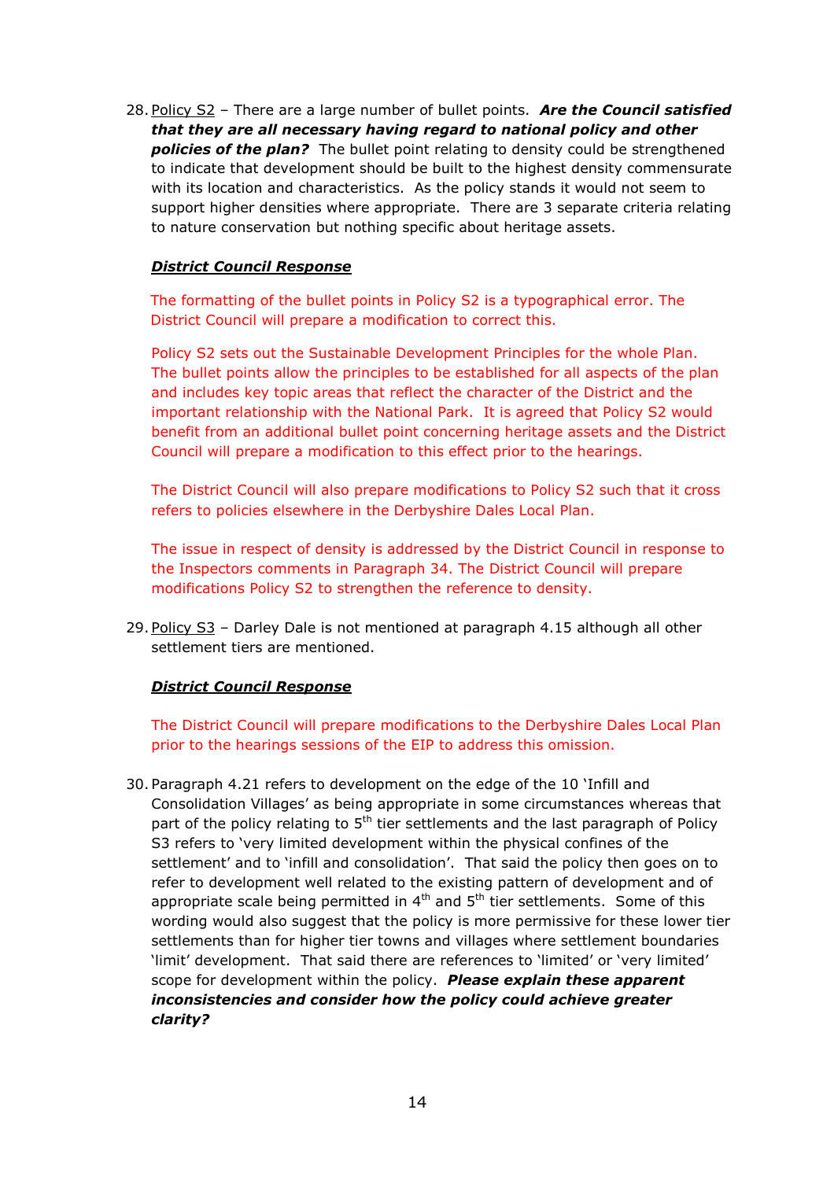28. Policy S2 – There are a large number of bullet points. ***Are the Council satisfied that they are all necessary having regard to national policy and other policies of the plan?*** The bullet point relating to density could be strengthened to indicate that development should be built to the highest density commensurate with its location and characteristics. As the policy stands it would not seem to support higher densities where appropriate. There are 3 separate criteria relating to nature conservation but nothing specific about heritage assets.

    ***District Council Response***

    The formatting of the bullet points in Policy S2 is a typographical error. The District Council will prepare a modification to correct this.

    Policy S2 sets out the Sustainable Development Principles for the whole Plan. The bullet points allow the principles to be established for all aspects of the plan and includes key topic areas that reflect the character of the District and the important relationship with the National Park. It is agreed that Policy S2 would benefit from an additional bullet point concerning heritage assets and the District Council will prepare a modification to this effect prior to the hearings.

    The District Council will also prepare modifications to Policy S2 such that it cross refers to policies elsewhere in the Derbyshire Dales Local Plan.

    The issue in respect of density is addressed by the District Council in response to the Inspectors comments in Paragraph 34. The District Council will prepare modifications Policy S2 to strengthen the reference to density.

29. Policy S3 – Darley Dale is not mentioned at paragraph 4.15 although all other settlement tiers are mentioned.

    ***District Council Response***

    The District Council will prepare modifications to the Derbyshire Dales Local Plan prior to the hearings sessions of the EIP to address this omission.

30. Paragraph 4.21 refers to development on the edge of the 10 'Infill and Consolidation Villages' as being appropriate in some circumstances whereas that part of the policy relating to 5th tier settlements and the last paragraph of Policy S3 refers to 'very limited development within the physical confines of the settlement' and to 'infill and consolidation'. That said the policy then goes on to refer to development well related to the existing pattern of development and of appropriate scale being permitted in 4th and 5th tier settlements. Some of this wording would also suggest that the policy is more permissive for these lower tier settlements than for higher tier towns and villages where settlement boundaries 'limit' development. That said there are references to 'limited' or 'very limited' scope for development within the policy. ***Please explain these apparent inconsistencies and consider how the policy could achieve greater clarity?***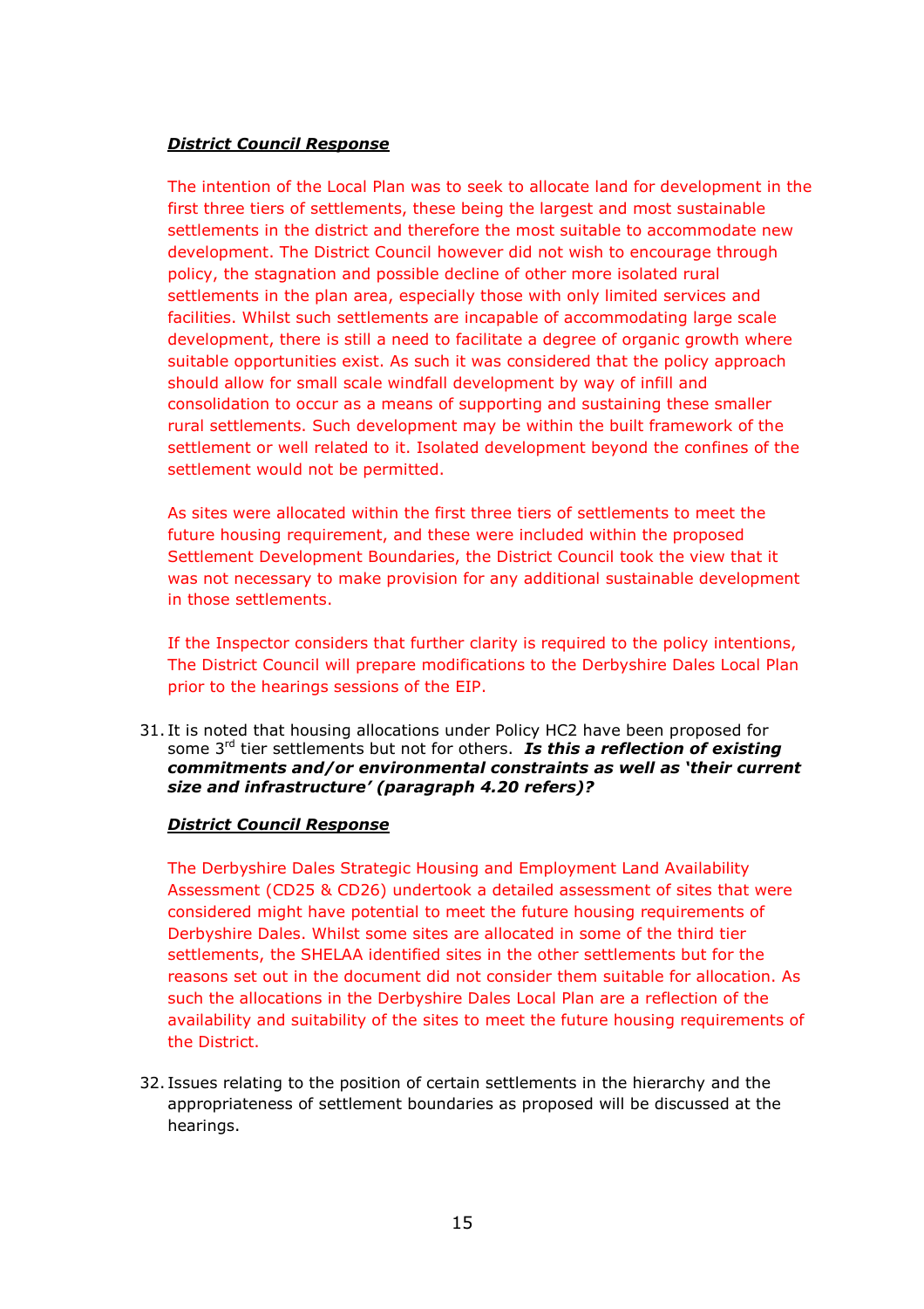***District Council Response***

The intention of the Local Plan was to seek to allocate land for development in the first three tiers of settlements, these being the largest and most sustainable settlements in the district and therefore the most suitable to accommodate new development. The District Council however did not wish to encourage through policy, the stagnation and possible decline of other more isolated rural settlements in the plan area, especially those with only limited services and facilities. Whilst such settlements are incapable of accommodating large scale development, there is still a need to facilitate a degree of organic growth where suitable opportunities exist. As such it was considered that the policy approach should allow for small scale windfall development by way of infill and consolidation to occur as a means of supporting and sustaining these smaller rural settlements. Such development may be within the built framework of the settlement or well related to it. Isolated development beyond the confines of the settlement would not be permitted.

As sites were allocated within the first three tiers of settlements to meet the future housing requirement, and these were included within the proposed Settlement Development Boundaries, the District Council took the view that it was not necessary to make provision for any additional sustainable development in those settlements.

If the Inspector considers that further clarity is required to the policy intentions, The District Council will prepare modifications to the Derbyshire Dales Local Plan prior to the hearings sessions of the EIP.

31. It is noted that housing allocations under Policy HC2 have been proposed for some 3rd tier settlements but not for others. ***Is this a reflection of existing commitments and/or environmental constraints as well as 'their current size and infrastructure' (paragraph 4.20 refers)?***

***District Council Response***

The Derbyshire Dales Strategic Housing and Employment Land Availability Assessment (CD25 & CD26) undertook a detailed assessment of sites that were considered might have potential to meet the future housing requirements of Derbyshire Dales. Whilst some sites are allocated in some of the third tier settlements, the SHELAA identified sites in the other settlements but for the reasons set out in the document did not consider them suitable for allocation. As such the allocations in the Derbyshire Dales Local Plan are a reflection of the availability and suitability of the sites to meet the future housing requirements of the District.

32. Issues relating to the position of certain settlements in the hierarchy and the appropriateness of settlement boundaries as proposed will be discussed at the hearings.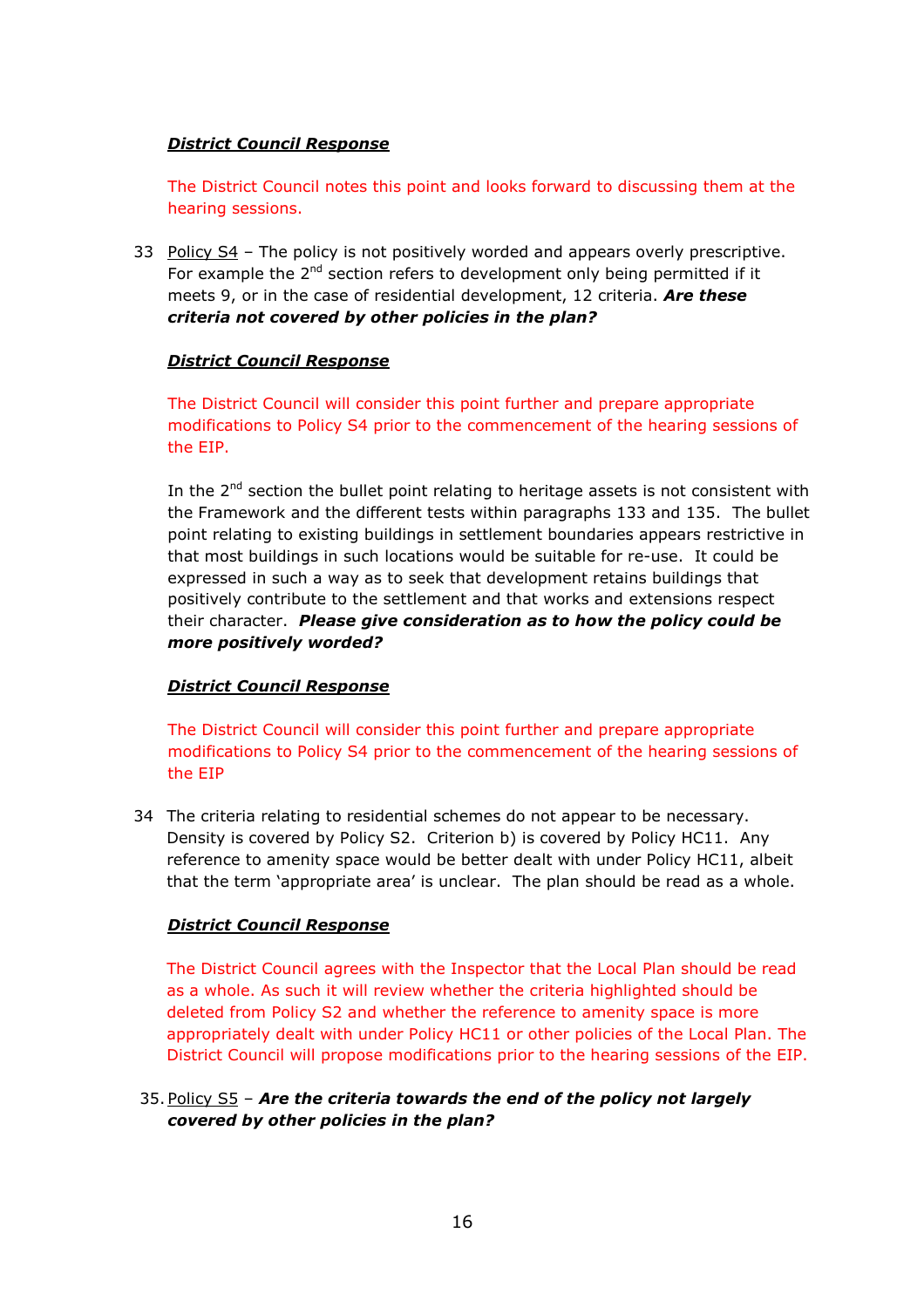***District Council Response***

The District Council notes this point and looks forward to discussing them at the hearing sessions.

33 Policy S4 – The policy is not positively worded and appears overly prescriptive. For example the 2nd section refers to development only being permitted if it meets 9, or in the case of residential development, 12 criteria. ***Are these criteria not covered by other policies in the plan?***

***District Council Response***

The District Council will consider this point further and prepare appropriate modifications to Policy S4 prior to the commencement of the hearing sessions of the EIP.

In the 2nd section the bullet point relating to heritage assets is not consistent with the Framework and the different tests within paragraphs 133 and 135. The bullet point relating to existing buildings in settlement boundaries appears restrictive in that most buildings in such locations would be suitable for re-use. It could be expressed in such a way as to seek that development retains buildings that positively contribute to the settlement and that works and extensions respect their character. ***Please give consideration as to how the policy could be more positively worded?***

***District Council Response***

The District Council will consider this point further and prepare appropriate modifications to Policy S4 prior to the commencement of the hearing sessions of the EIP

34 The criteria relating to residential schemes do not appear to be necessary. Density is covered by Policy S2. Criterion b) is covered by Policy HC11. Any reference to amenity space would be better dealt with under Policy HC11, albeit that the term 'appropriate area' is unclear. The plan should be read as a whole.

***District Council Response***

The District Council agrees with the Inspector that the Local Plan should be read as a whole. As such it will review whether the criteria highlighted should be deleted from Policy S2 and whether the reference to amenity space is more appropriately dealt with under Policy HC11 or other policies of the Local Plan. The District Council will propose modifications prior to the hearing sessions of the EIP.

35. Policy S5 – ***Are the criteria towards the end of the policy not largely covered by other policies in the plan?***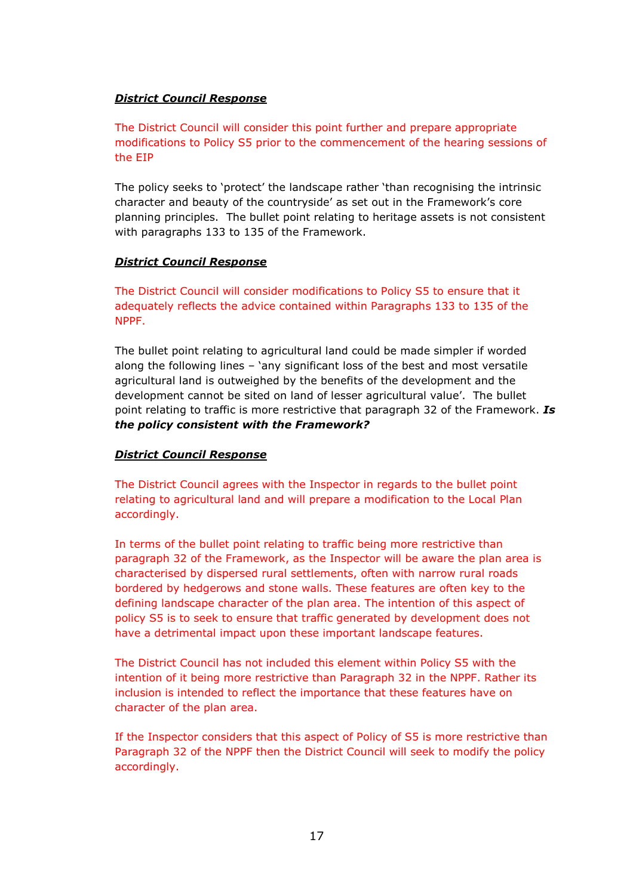***District Council Response***

The District Council will consider this point further and prepare appropriate modifications to Policy S5 prior to the commencement of the hearing sessions of the EIP

The policy seeks to 'protect' the landscape rather 'than recognising the intrinsic character and beauty of the countryside' as set out in the Framework's core planning principles. The bullet point relating to heritage assets is not consistent with paragraphs 133 to 135 of the Framework.

***District Council Response***

The District Council will consider modifications to Policy S5 to ensure that it adequately reflects the advice contained within Paragraphs 133 to 135 of the NPPF.

The bullet point relating to agricultural land could be made simpler if worded along the following lines – 'any significant loss of the best and most versatile agricultural land is outweighed by the benefits of the development and the development cannot be sited on land of lesser agricultural value'. The bullet point relating to traffic is more restrictive that paragraph 32 of the Framework. ***Is the policy consistent with the Framework?***

***District Council Response***

The District Council agrees with the Inspector in regards to the bullet point relating to agricultural land and will prepare a modification to the Local Plan accordingly.

In terms of the bullet point relating to traffic being more restrictive than paragraph 32 of the Framework, as the Inspector will be aware the plan area is characterised by dispersed rural settlements, often with narrow rural roads bordered by hedgerows and stone walls. These features are often key to the defining landscape character of the plan area. The intention of this aspect of policy S5 is to seek to ensure that traffic generated by development does not have a detrimental impact upon these important landscape features.

The District Council has not included this element within Policy S5 with the intention of it being more restrictive than Paragraph 32 in the NPPF. Rather its inclusion is intended to reflect the importance that these features have on character of the plan area.

If the Inspector considers that this aspect of Policy of S5 is more restrictive than Paragraph 32 of the NPPF then the District Council will seek to modify the policy accordingly.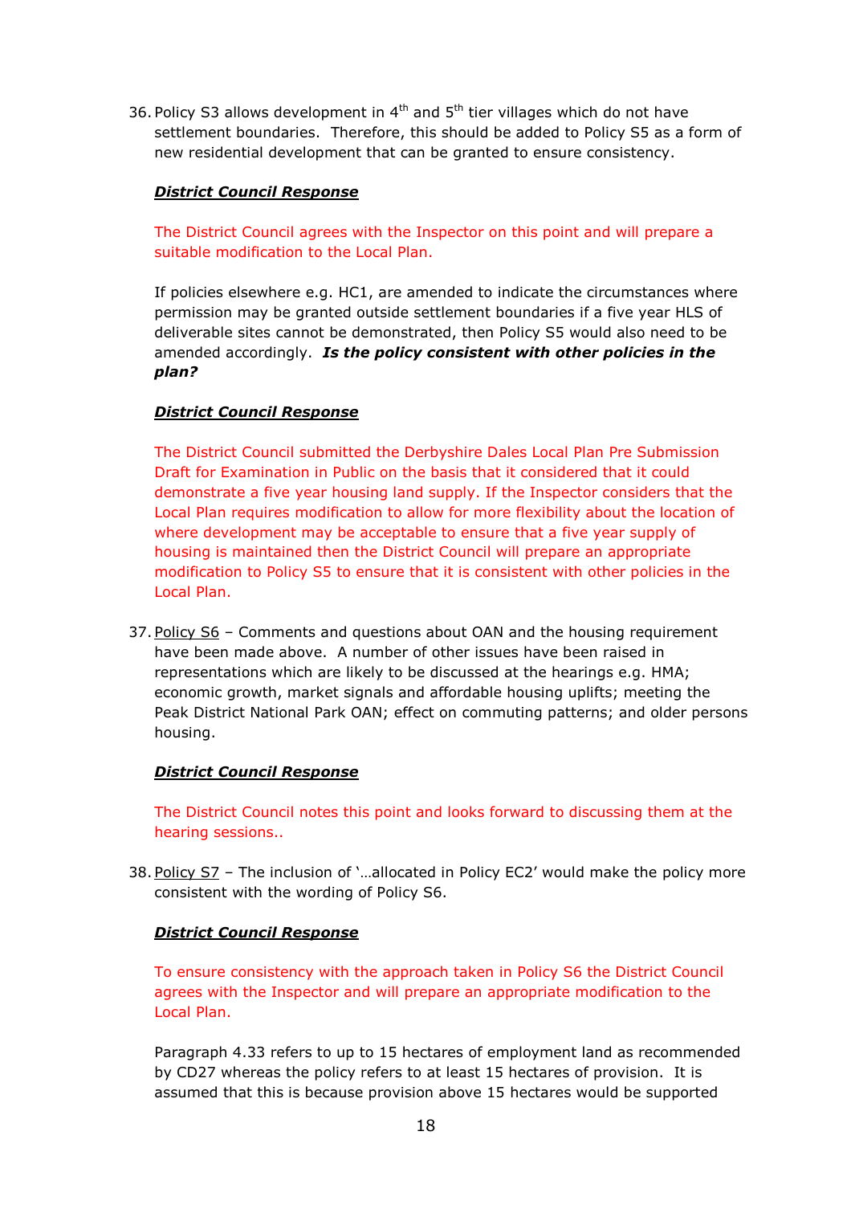36. Policy S3 allows development in 4th and 5th tier villages which do not have settlement boundaries. Therefore, this should be added to Policy S5 as a form of new residential development that can be granted to ensure consistency.

   ***District Council Response***

   The District Council agrees with the Inspector on this point and will prepare a suitable modification to the Local Plan.

   If policies elsewhere e.g. HC1, are amended to indicate the circumstances where permission may be granted outside settlement boundaries if a five year HLS of deliverable sites cannot be demonstrated, then Policy S5 would also need to be amended accordingly. ***Is the policy consistent with other policies in the plan?***

   ***District Council Response***

   The District Council submitted the Derbyshire Dales Local Plan Pre Submission Draft for Examination in Public on the basis that it considered that it could demonstrate a five year housing land supply. If the Inspector considers that the Local Plan requires modification to allow for more flexibility about the location of where development may be acceptable to ensure that a five year supply of housing is maintained then the District Council will prepare an appropriate modification to Policy S5 to ensure that it is consistent with other policies in the Local Plan.

37. Policy S6 – Comments and questions about OAN and the housing requirement have been made above. A number of other issues have been raised in representations which are likely to be discussed at the hearings e.g. HMA; economic growth, market signals and affordable housing uplifts; meeting the Peak District National Park OAN; effect on commuting patterns; and older persons housing.

   ***District Council Response***

   The District Council notes this point and looks forward to discussing them at the hearing sessions..

38. Policy S7 – The inclusion of '…allocated in Policy EC2' would make the policy more consistent with the wording of Policy S6.

   ***District Council Response***

   To ensure consistency with the approach taken in Policy S6 the District Council agrees with the Inspector and will prepare an appropriate modification to the Local Plan.

   Paragraph 4.33 refers to up to 15 hectares of employment land as recommended by CD27 whereas the policy refers to at least 15 hectares of provision. It is assumed that this is because provision above 15 hectares would be supported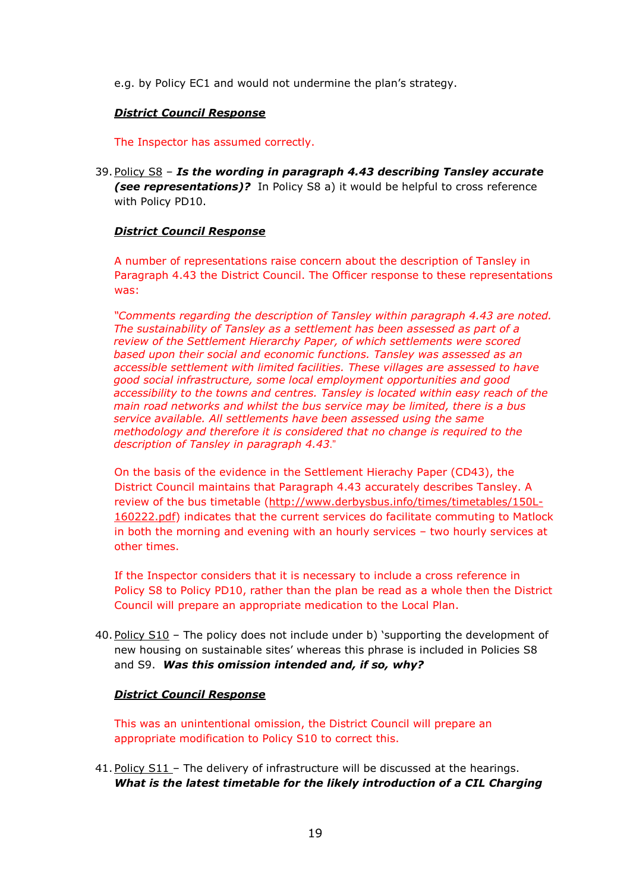e.g. by Policy EC1 and would not undermine the plan's strategy.

***District Council Response***

The Inspector has assumed correctly.

39. Policy S8 – ***Is the wording in paragraph 4.43 describing Tansley accurate (see representations)?*** In Policy S8 a) it would be helpful to cross reference with Policy PD10.

***District Council Response***

A number of representations raise concern about the description of Tansley in Paragraph 4.43 the District Council. The Officer response to these representations was:

*"Comments regarding the description of Tansley within paragraph 4.43 are noted. The sustainability of Tansley as a settlement has been assessed as part of a review of the Settlement Hierarchy Paper, of which settlements were scored based upon their social and economic functions. Tansley was assessed as an accessible settlement with limited facilities. These villages are assessed to have good social infrastructure, some local employment opportunities and good accessibility to the towns and centres. Tansley is located within easy reach of the main road networks and whilst the bus service may be limited, there is a bus service available. All settlements have been assessed using the same methodology and therefore it is considered that no change is required to the description of Tansley in paragraph 4.43."*

On the basis of the evidence in the Settlement Hierachy Paper (CD43), the District Council maintains that Paragraph 4.43 accurately describes Tansley. A review of the bus timetable (http://www.derbysbus.info/times/timetables/150L-160222.pdf) indicates that the current services do facilitate commuting to Matlock in both the morning and evening with an hourly services – two hourly services at other times.

If the Inspector considers that it is necessary to include a cross reference in Policy S8 to Policy PD10, rather than the plan be read as a whole then the District Council will prepare an appropriate medication to the Local Plan.

40. Policy S10 – The policy does not include under b) 'supporting the development of new housing on sustainable sites' whereas this phrase is included in Policies S8 and S9. ***Was this omission intended and, if so, why?***

***District Council Response***

This was an unintentional omission, the District Council will prepare an appropriate modification to Policy S10 to correct this.

41. Policy S11 – The delivery of infrastructure will be discussed at the hearings. ***What is the latest timetable for the likely introduction of a CIL Charging***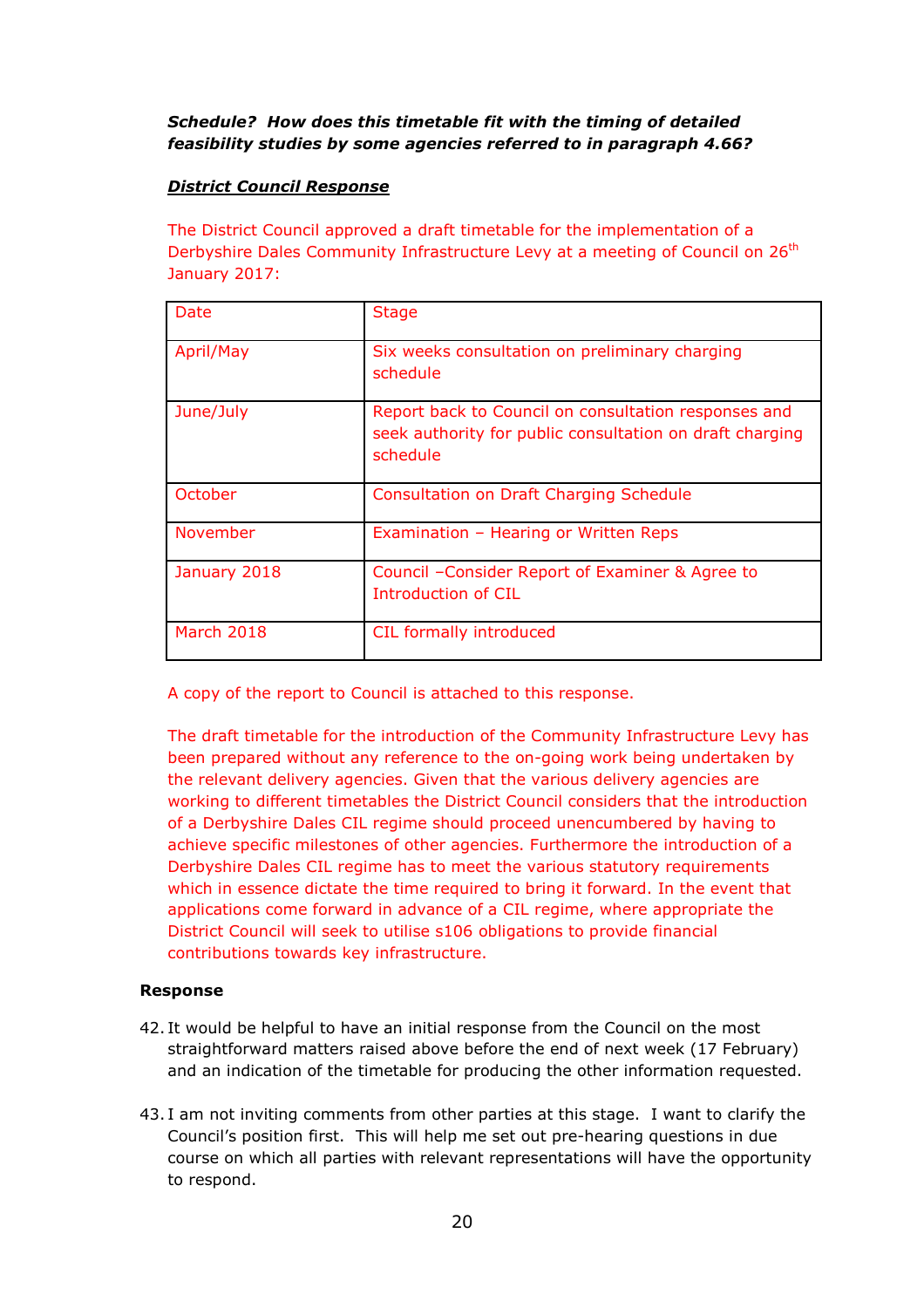***Schedule? How does this timetable fit with the timing of detailed feasibility studies by some agencies referred to in paragraph 4.66?***

***District Council Response***

The District Council approved a draft timetable for the implementation of a Derbyshire Dales Community Infrastructure Levy at a meeting of Council on 26th January 2017:

| Date | Stage |
|---|---|
| April/May | Six weeks consultation on preliminary charging schedule |
| June/July | Report back to Council on consultation responses and seek authority for public consultation on draft charging schedule |
| October | Consultation on Draft Charging Schedule |
| November | Examination – Hearing or Written Reps |
| January 2018 | Council –Consider Report of Examiner & Agree to Introduction of CIL |
| March 2018 | CIL formally introduced |

A copy of the report to Council is attached to this response.

The draft timetable for the introduction of the Community Infrastructure Levy has been prepared without any reference to the on-going work being undertaken by the relevant delivery agencies. Given that the various delivery agencies are working to different timetables the District Council considers that the introduction of a Derbyshire Dales CIL regime should proceed unencumbered by having to achieve specific milestones of other agencies. Furthermore the introduction of a Derbyshire Dales CIL regime has to meet the various statutory requirements which in essence dictate the time required to bring it forward. In the event that applications come forward in advance of a CIL regime, where appropriate the District Council will seek to utilise s106 obligations to provide financial contributions towards key infrastructure.

**Response**

42. It would be helpful to have an initial response from the Council on the most straightforward matters raised above before the end of next week (17 February) and an indication of the timetable for producing the other information requested.

43. I am not inviting comments from other parties at this stage. I want to clarify the Council's position first. This will help me set out pre-hearing questions in due course on which all parties with relevant representations will have the opportunity to respond.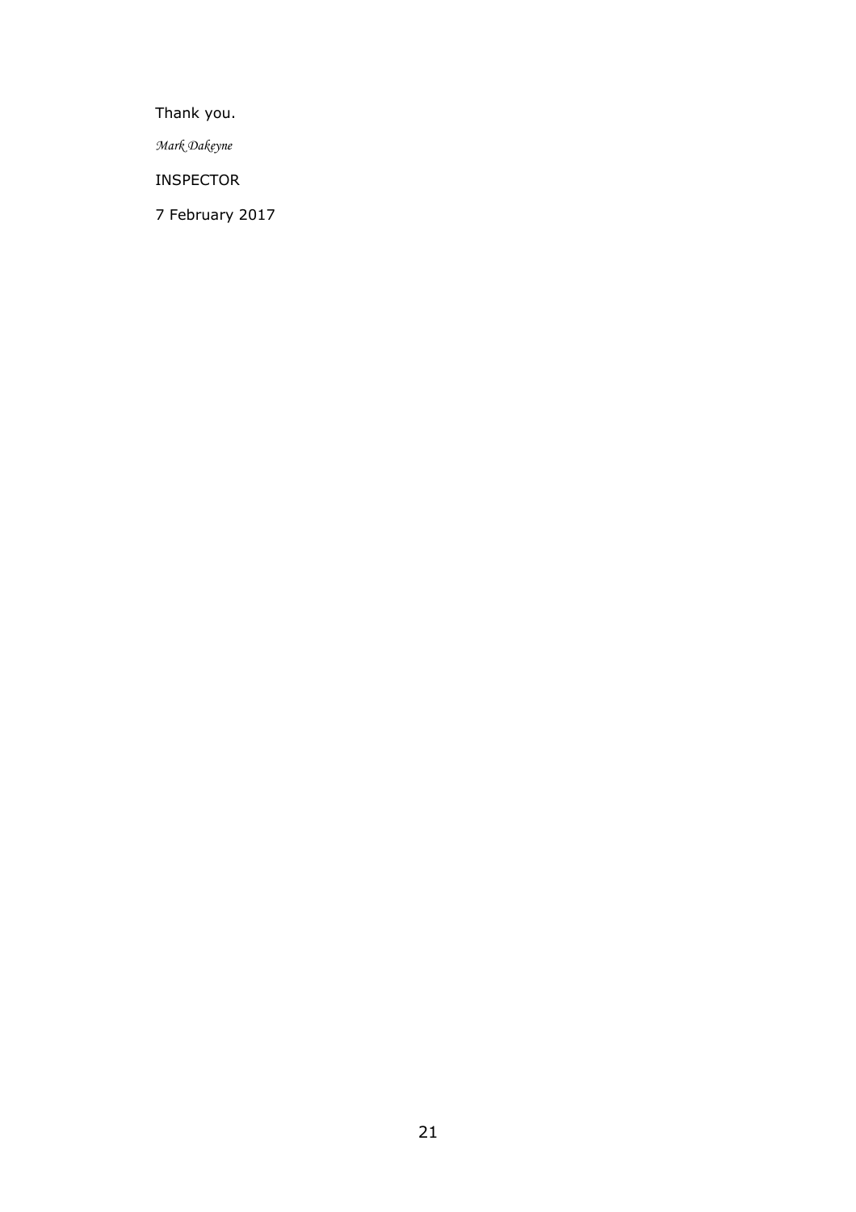Thank you.

*Mark Dakeyne*

INSPECTOR

7 February 2017